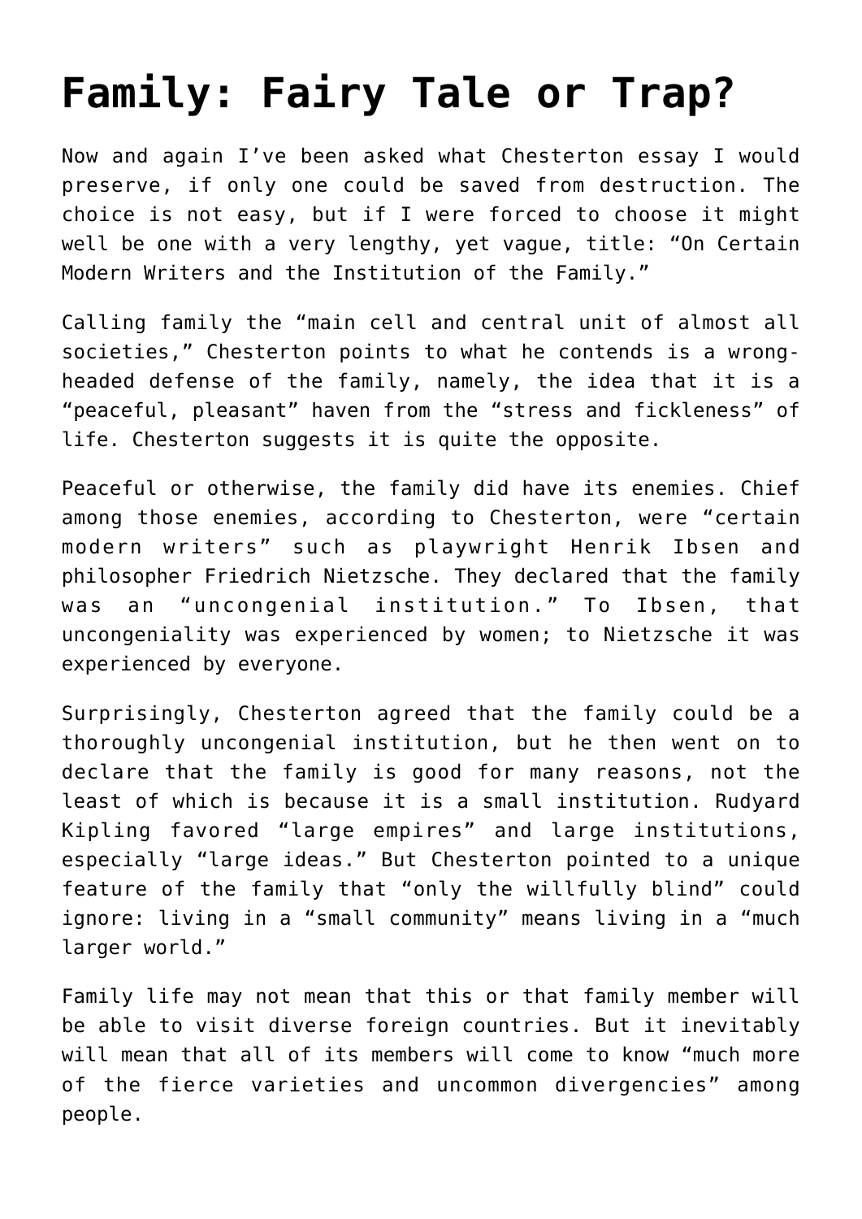# Family: Fairy Tale or Trap?

Now and again I've been asked what Chesterton essay I would preserve, if only one could be saved from destruction. The choice is not easy, but if I were forced to choose it might well be one with a very lengthy, yet vague, title: "On Certain Modern Writers and the Institution of the Family."

Calling family the "main cell and central unit of almost all societies," Chesterton points to what he contends is a wrong-headed defense of the family, namely, the idea that it is a "peaceful, pleasant" haven from the "stress and fickleness" of life. Chesterton suggests it is quite the opposite.

Peaceful or otherwise, the family did have its enemies. Chief among those enemies, according to Chesterton, were "certain modern writers" such as playwright Henrik Ibsen and philosopher Friedrich Nietzsche. They declared that the family was an "uncongenial institution." To Ibsen, that uncongeniality was experienced by women; to Nietzsche it was experienced by everyone.

Surprisingly, Chesterton agreed that the family could be a thoroughly uncongenial institution, but he then went on to declare that the family is good for many reasons, not the least of which is because it is a small institution. Rudyard Kipling favored "large empires" and large institutions, especially "large ideas." But Chesterton pointed to a unique feature of the family that "only the willfully blind" could ignore: living in a "small community" means living in a "much larger world."

Family life may not mean that this or that family member will be able to visit diverse foreign countries. But it inevitably will mean that all of its members will come to know "much more of the fierce varieties and uncommon divergencies" among people.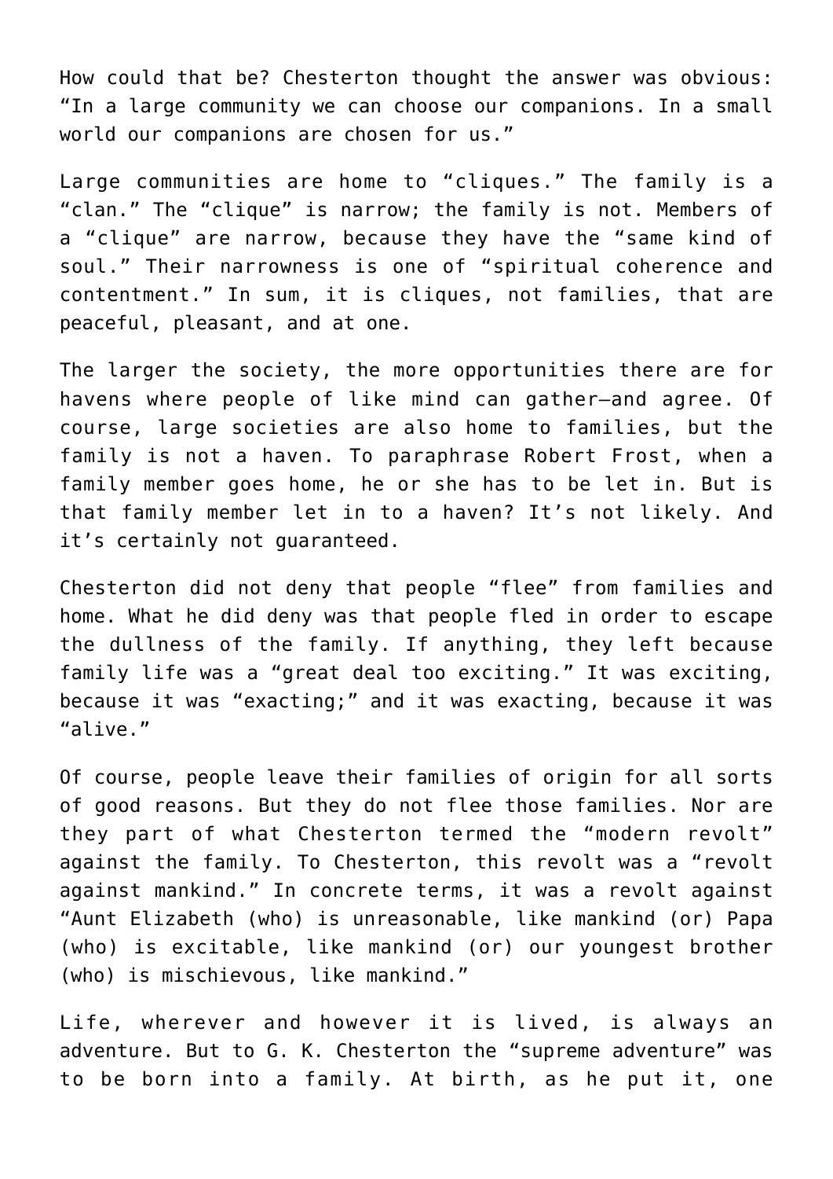How could that be? Chesterton thought the answer was obvious: “In a large community we can choose our companions. In a small world our companions are chosen for us.”

Large communities are home to “cliques.” The family is a “clan.” The “clique” is narrow; the family is not. Members of a “clique” are narrow, because they have the “same kind of soul.” Their narrowness is one of “spiritual coherence and contentment.” In sum, it is cliques, not families, that are peaceful, pleasant, and at one.

The larger the society, the more opportunities there are for havens where people of like mind can gather—and agree. Of course, large societies are also home to families, but the family is not a haven. To paraphrase Robert Frost, when a family member goes home, he or she has to be let in. But is that family member let in to a haven? It’s not likely. And it’s certainly not guaranteed.

Chesterton did not deny that people “flee” from families and home. What he did deny was that people fled in order to escape the dullness of the family. If anything, they left because family life was a “great deal too exciting.” It was exciting, because it was “exacting;” and it was exacting, because it was “alive.”

Of course, people leave their families of origin for all sorts of good reasons. But they do not flee those families. Nor are they part of what Chesterton termed the “modern revolt” against the family. To Chesterton, this revolt was a “revolt against mankind.” In concrete terms, it was a revolt against “Aunt Elizabeth (who) is unreasonable, like mankind (or) Papa (who) is excitable, like mankind (or) our youngest brother (who) is mischievous, like mankind.”

Life, wherever and however it is lived, is always an adventure. But to G. K. Chesterton the “supreme adventure” was to be born into a family. At birth, as he put it, one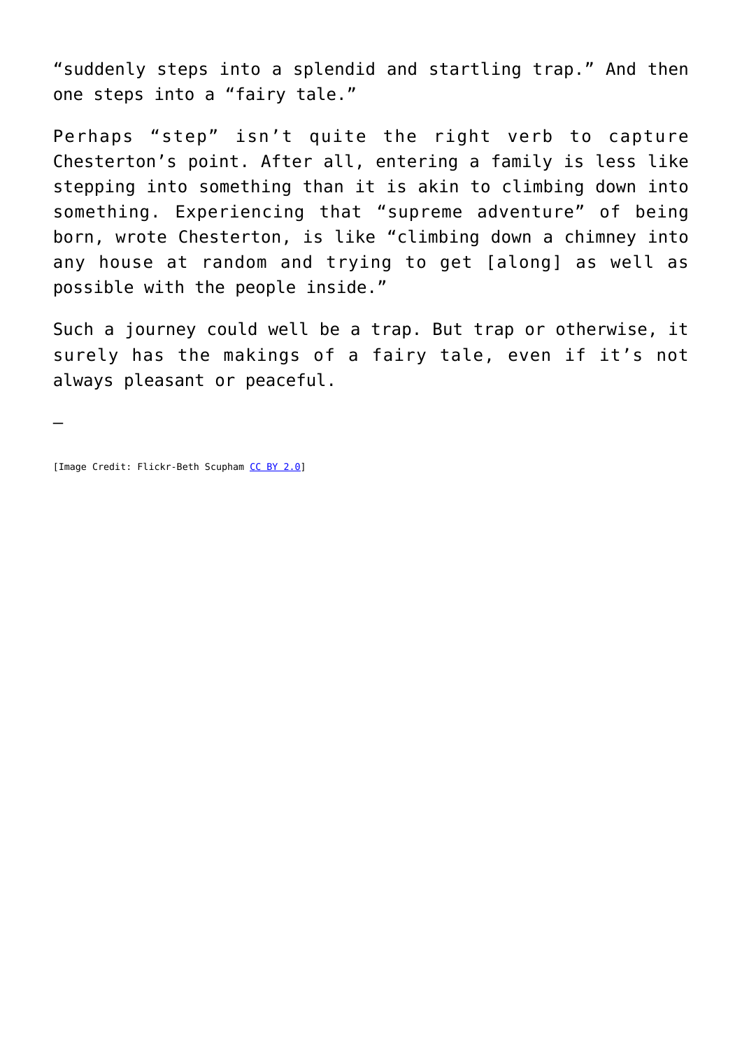"suddenly steps into a splendid and startling trap." And then one steps into a "fairy tale."

Perhaps "step" isn't quite the right verb to capture Chesterton's point. After all, entering a family is less like stepping into something than it is akin to climbing down into something. Experiencing that "supreme adventure" of being born, wrote Chesterton, is like "climbing down a chimney into any house at random and trying to get [along] as well as possible with the people inside."

Such a journey could well be a trap. But trap or otherwise, it surely has the makings of a fairy tale, even if it's not always pleasant or peaceful.

—

[Image Credit: Flickr-Beth Scupham CC BY 2.0]